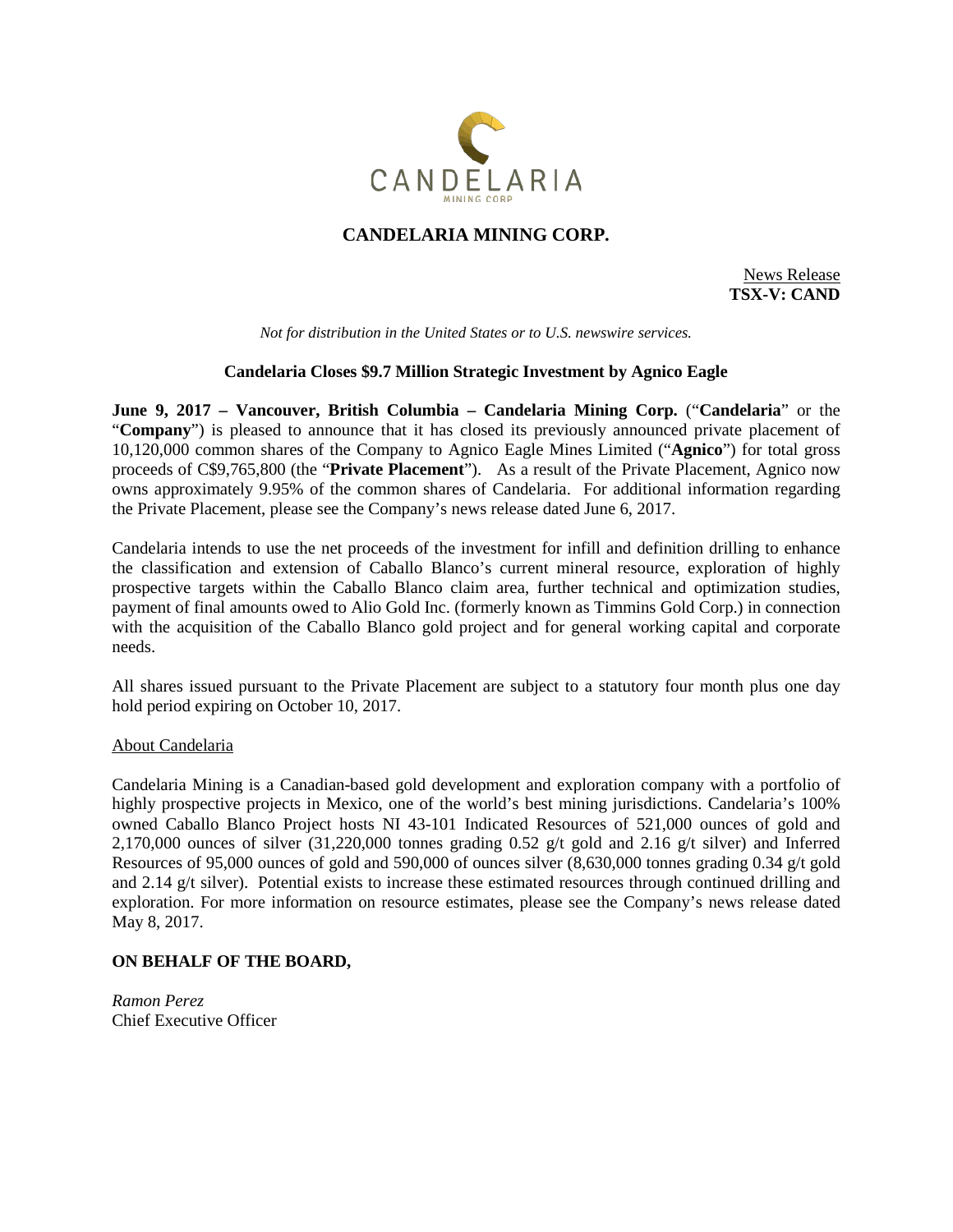# CANDELARIA MINING CORP.

News Release
**TSX-V: CAND**

*Not for distribution in the United States or to U.S. newswire services.*

**Candelaria Closes $9.7 Million Strategic Investment by Agnico Eagle**

**June 9, 2017 – Vancouver, British Columbia – Candelaria Mining Corp.** ("**Candelaria**" or the "**Company**") is pleased to announce that it has closed its previously announced private placement of 10,120,000 common shares of the Company to Agnico Eagle Mines Limited ("**Agnico**") for total gross proceeds of C$9,765,800 (the "**Private Placement**"). As a result of the Private Placement, Agnico now owns approximately 9.95% of the common shares of Candelaria. For additional information regarding the Private Placement, please see the Company's news release dated June 6, 2017.

Candelaria intends to use the net proceeds of the investment for infill and definition drilling to enhance the classification and extension of Caballo Blanco's current mineral resource, exploration of highly prospective targets within the Caballo Blanco claim area, further technical and optimization studies, payment of final amounts owed to Alio Gold Inc. (formerly known as Timmins Gold Corp.) in connection with the acquisition of the Caballo Blanco gold project and for general working capital and corporate needs.

All shares issued pursuant to the Private Placement are subject to a statutory four month plus one day hold period expiring on October 10, 2017.

About Candelaria

Candelaria Mining is a Canadian-based gold development and exploration company with a portfolio of highly prospective projects in Mexico, one of the world's best mining jurisdictions. Candelaria's 100% owned Caballo Blanco Project hosts NI 43-101 Indicated Resources of 521,000 ounces of gold and 2,170,000 ounces of silver (31,220,000 tonnes grading 0.52 g/t gold and 2.16 g/t silver) and Inferred Resources of 95,000 ounces of gold and 590,000 of ounces silver (8,630,000 tonnes grading 0.34 g/t gold and 2.14 g/t silver). Potential exists to increase these estimated resources through continued drilling and exploration. For more information on resource estimates, please see the Company's news release dated May 8, 2017.

**ON BEHALF OF THE BOARD,**

*Ramon Perez*
Chief Executive Officer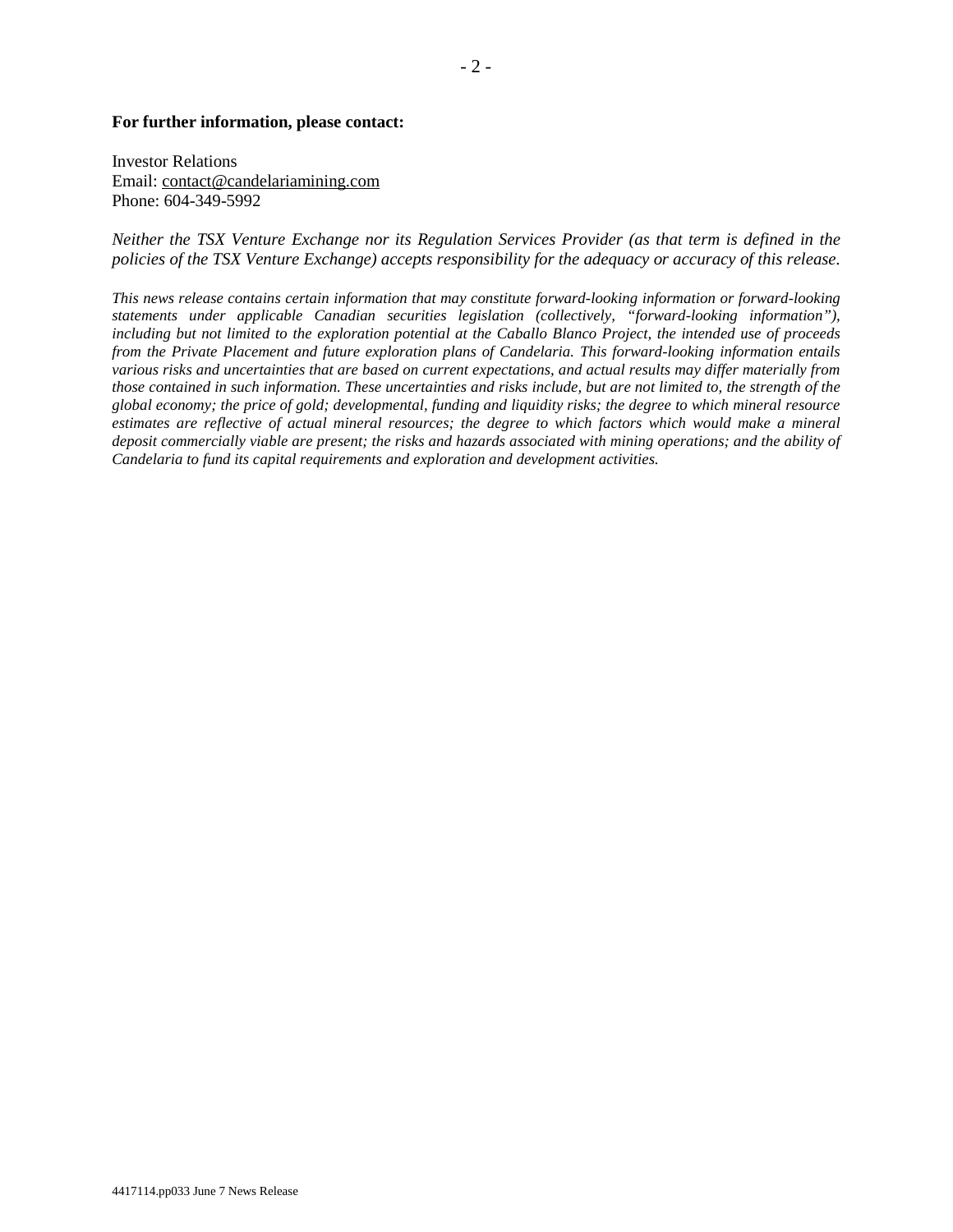**For further information, please contact:**

Investor Relations
Email: contact@candelariamining.com
Phone: 604-349-5992

*Neither the TSX Venture Exchange nor its Regulation Services Provider (as that term is defined in the policies of the TSX Venture Exchange) accepts responsibility for the adequacy or accuracy of this release.*

*This news release contains certain information that may constitute forward-looking information or forward-looking statements under applicable Canadian securities legislation (collectively, "forward-looking information"), including but not limited to the exploration potential at the Caballo Blanco Project, the intended use of proceeds from the Private Placement and future exploration plans of Candelaria. This forward-looking information entails various risks and uncertainties that are based on current expectations, and actual results may differ materially from those contained in such information. These uncertainties and risks include, but are not limited to, the strength of the global economy; the price of gold; developmental, funding and liquidity risks; the degree to which mineral resource estimates are reflective of actual mineral resources; the degree to which factors which would make a mineral deposit commercially viable are present; the risks and hazards associated with mining operations; and the ability of Candelaria to fund its capital requirements and exploration and development activities.*